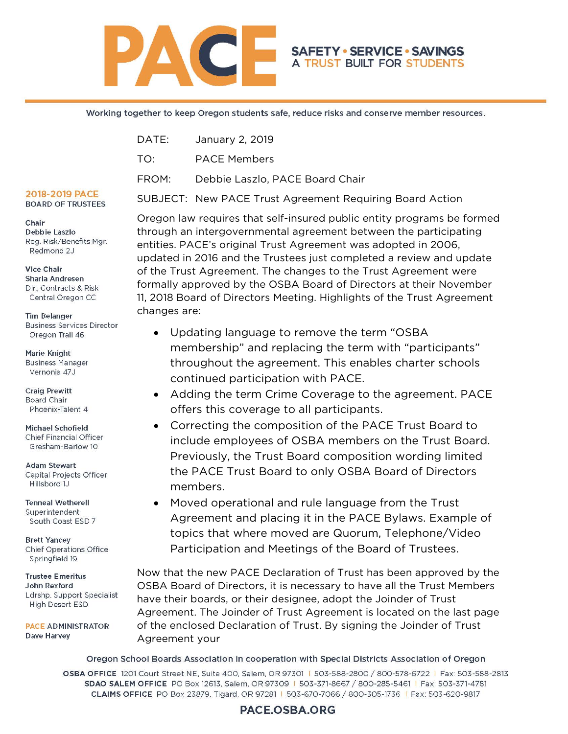# PACE

**SAFETY • SERVICE • SAVINGS**
**A TRUST BUILT FOR STUDENTS**

Working together to keep Oregon students safe, reduce risks and conserve member resources.

**2018-2019 PACE BOARD OF TRUSTEES**

**Chair**
**Debbie Laszlo**
Reg. Risk/Benefits Mgr.
Redmond 2J

**Vice Chair**
**Sharla Andresen**
Dir., Contracts & Risk
Central Oregon CC

**Tim Belanger**
Business Services Director
Oregon Trail 46

**Marie Knight**
Business Manager
Vernonia 47J

**Craig Prewitt**
Board Chair
Phoenix-Talent 4

**Michael Schofield**
Chief Financial Officer
Gresham-Barlow 10

**Adam Stewart**
Capital Projects Officer
Hillsboro 1J

**Tenneal Wetherell**
Superintendent
South Coast ESD 7

**Brett Yancey**
Chief Operations Office
Springfield 19

**Trustee Emeritus**
**John Rexford**
Ldrshp. Support Specialist
High Desert ESD

**PACE ADMINISTRATOR**
**Dave Harvey**

DATE: January 2, 2019

TO: PACE Members

FROM: Debbie Laszlo, PACE Board Chair

SUBJECT: New PACE Trust Agreement Requiring Board Action

Oregon law requires that self-insured public entity programs be formed through an intergovernmental agreement between the participating entities. PACE's original Trust Agreement was adopted in 2006, updated in 2016 and the Trustees just completed a review and update of the Trust Agreement. The changes to the Trust Agreement were formally approved by the OSBA Board of Directors at their November 11, 2018 Board of Directors Meeting. Highlights of the Trust Agreement changes are:

- Updating language to remove the term "OSBA membership" and replacing the term with "participants" throughout the agreement. This enables charter schools continued participation with PACE.
- Adding the term Crime Coverage to the agreement. PACE offers this coverage to all participants.
- Correcting the composition of the PACE Trust Board to include employees of OSBA members on the Trust Board. Previously, the Trust Board composition wording limited the PACE Trust Board to only OSBA Board of Directors members.
- Moved operational and rule language from the Trust Agreement and placing it in the PACE Bylaws. Example of topics that where moved are Quorum, Telephone/Video Participation and Meetings of the Board of Trustees.

Now that the new PACE Declaration of Trust has been approved by the OSBA Board of Directors, it is necessary to have all the Trust Members have their boards, or their designee, adopt the Joinder of Trust Agreement. The Joinder of Trust Agreement is located on the last page of the enclosed Declaration of Trust. By signing the Joinder of Trust Agreement your

Oregon School Boards Association in cooperation with Special Districts Association of Oregon

**OSBA OFFICE** 1201 Court Street NE, Suite 400, Salem, OR 97301 | 503-588-2800 / 800-578-6722 | Fax: 503-588-2813
**SDAO SALEM OFFICE** PO Box 12613, Salem, OR 97309 | 503-371-8667 / 800-285-5461 | Fax: 503-371-4781
**CLAIMS OFFICE** PO Box 23879, Tigard, OR 97281 | 503-670-7066 / 800-305-1736 | Fax: 503-620-9817

**PACE.OSBA.ORG**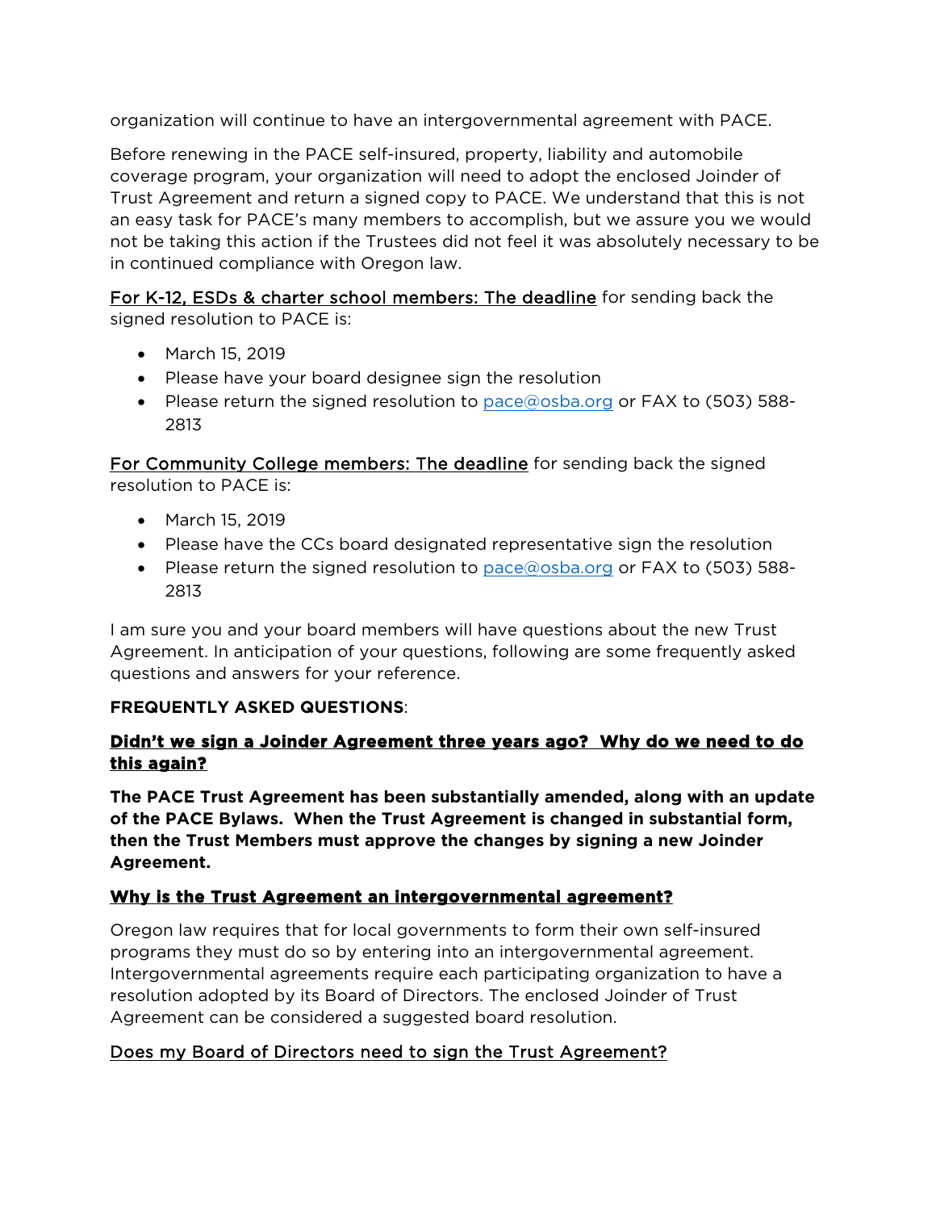organization will continue to have an intergovernmental agreement with PACE.

Before renewing in the PACE self-insured, property, liability and automobile coverage program, your organization will need to adopt the enclosed Joinder of Trust Agreement and return a signed copy to PACE. We understand that this is not an easy task for PACE's many members to accomplish, but we assure you we would not be taking this action if the Trustees did not feel it was absolutely necessary to be in continued compliance with Oregon law.

<u>For K-12, ESDs & charter school members: The deadline</u> for sending back the signed resolution to PACE is:

- March 15, 2019
- Please have your board designee sign the resolution
- Please return the signed resolution to pace@osba.org or FAX to (503) 588-2813

<u>For Community College members: The deadline</u> for sending back the signed resolution to PACE is:

- March 15, 2019
- Please have the CCs board designated representative sign the resolution
- Please return the signed resolution to pace@osba.org or FAX to (503) 588-2813

I am sure you and your board members will have questions about the new Trust Agreement. In anticipation of your questions, following are some frequently asked questions and answers for your reference.

**FREQUENTLY ASKED QUESTIONS**:

**<u>Didn't we sign a Joinder Agreement three years ago? Why do we need to do this again?</u>**

**The PACE Trust Agreement has been substantially amended, along with an update of the PACE Bylaws. When the Trust Agreement is changed in substantial form, then the Trust Members must approve the changes by signing a new Joinder Agreement.**

**<u>Why is the Trust Agreement an intergovernmental agreement?</u>**

Oregon law requires that for local governments to form their own self-insured programs they must do so by entering into an intergovernmental agreement. Intergovernmental agreements require each participating organization to have a resolution adopted by its Board of Directors. The enclosed Joinder of Trust Agreement can be considered a suggested board resolution.

<u>Does my Board of Directors need to sign the Trust Agreement?</u>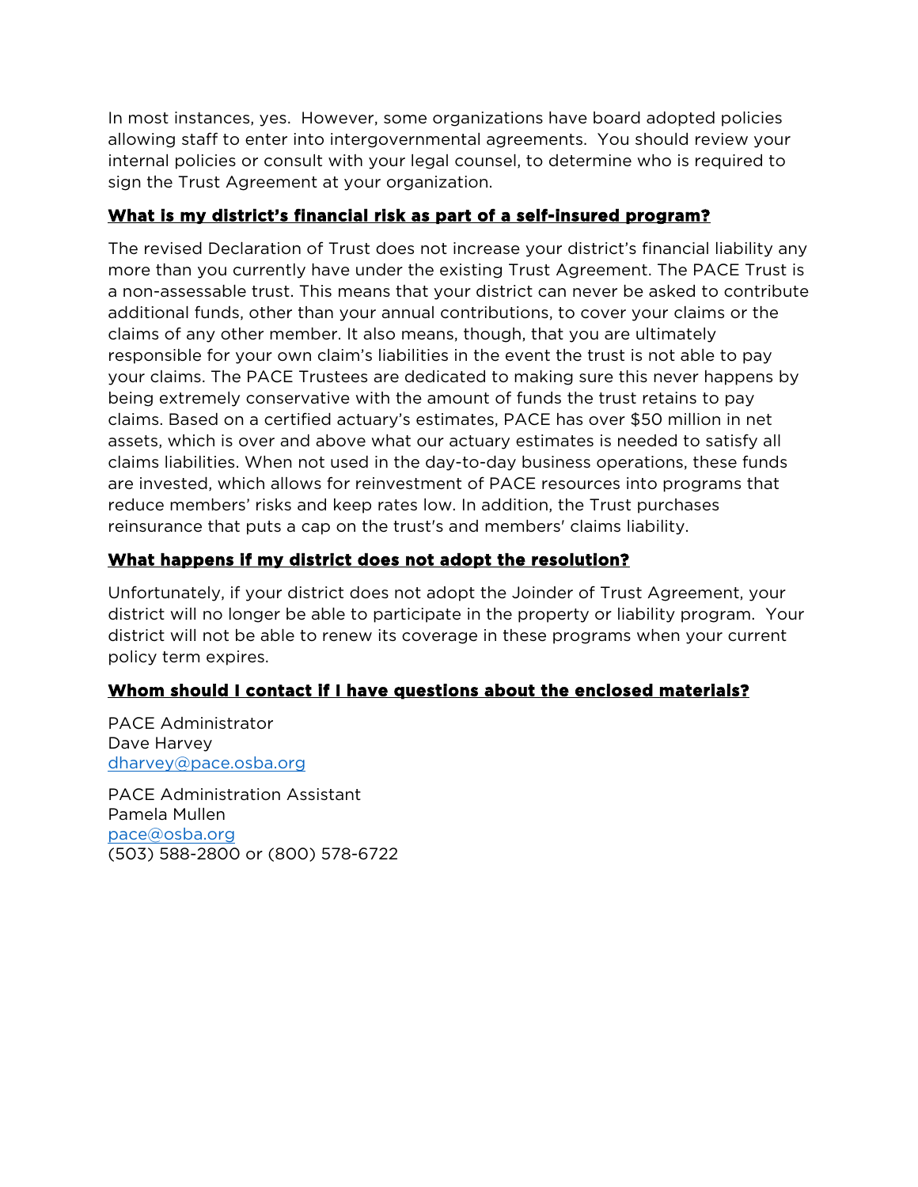In most instances, yes. However, some organizations have board adopted policies allowing staff to enter into intergovernmental agreements. You should review your internal policies or consult with your legal counsel, to determine who is required to sign the Trust Agreement at your organization.

### **What is my district's financial risk as part of a self-insured program?**

The revised Declaration of Trust does not increase your district's financial liability any more than you currently have under the existing Trust Agreement. The PACE Trust is a non-assessable trust. This means that your district can never be asked to contribute additional funds, other than your annual contributions, to cover your claims or the claims of any other member. It also means, though, that you are ultimately responsible for your own claim's liabilities in the event the trust is not able to pay your claims. The PACE Trustees are dedicated to making sure this never happens by being extremely conservative with the amount of funds the trust retains to pay claims. Based on a certified actuary's estimates, PACE has over $50 million in net assets, which is over and above what our actuary estimates is needed to satisfy all claims liabilities. When not used in the day-to-day business operations, these funds are invested, which allows for reinvestment of PACE resources into programs that reduce members' risks and keep rates low. In addition, the Trust purchases reinsurance that puts a cap on the trust's and members' claims liability.

### **What happens if my district does not adopt the resolution?**

Unfortunately, if your district does not adopt the Joinder of Trust Agreement, your district will no longer be able to participate in the property or liability program. Your district will not be able to renew its coverage in these programs when your current policy term expires.

### **Whom should I contact if I have questions about the enclosed materials?**

PACE Administrator
Dave Harvey
dharvey@pace.osba.org

PACE Administration Assistant
Pamela Mullen
pace@osba.org
(503) 588-2800 or (800) 578-6722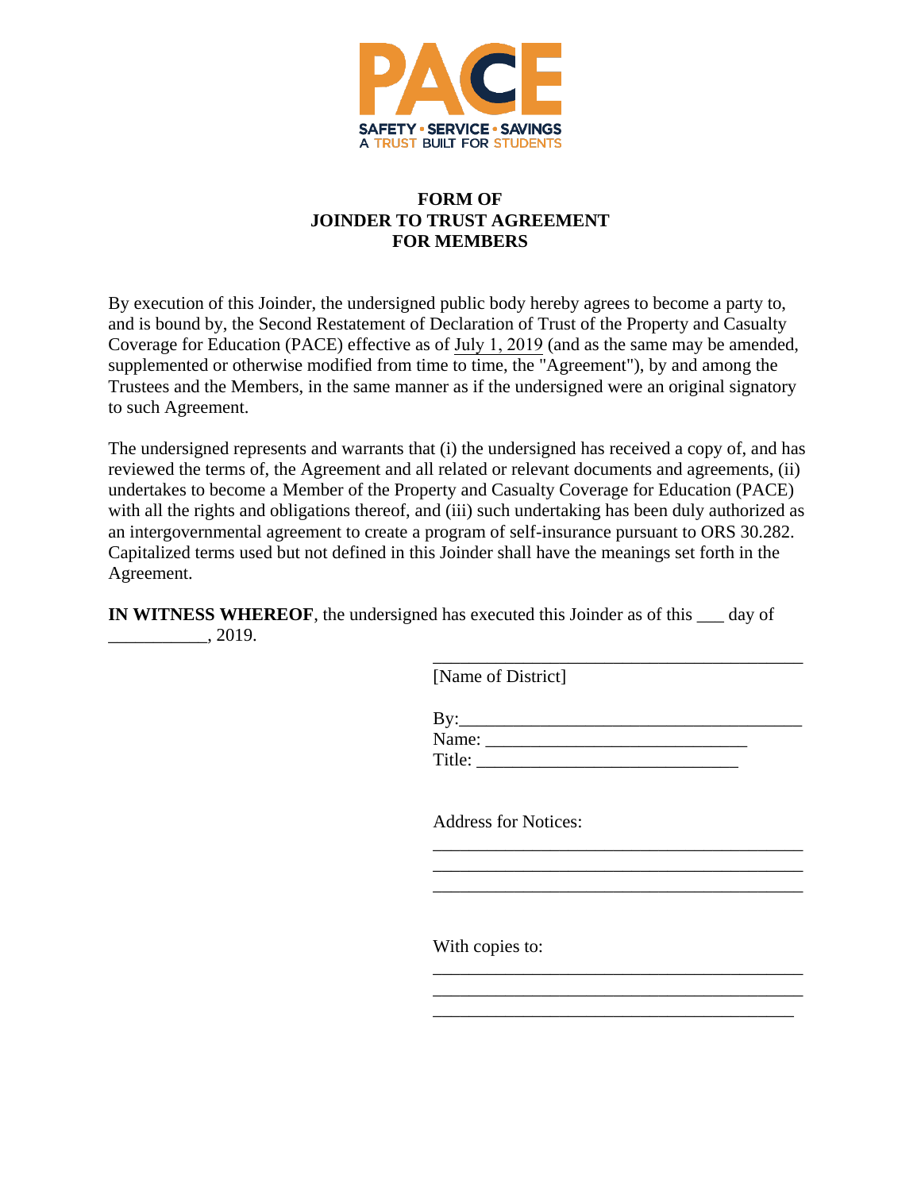PACE

SAFETY • SERVICE • SAVINGS
A TRUST BUILT FOR STUDENTS

**FORM OF**
**JOINDER TO TRUST AGREEMENT**
**FOR MEMBERS**

By execution of this Joinder, the undersigned public body hereby agrees to become a party to, and is bound by, the Second Restatement of Declaration of Trust of the Property and Casualty Coverage for Education (PACE) effective as of July 1, 2019 (and as the same may be amended, supplemented or otherwise modified from time to time, the "Agreement"), by and among the Trustees and the Members, in the same manner as if the undersigned were an original signatory to such Agreement.

The undersigned represents and warrants that (i) the undersigned has received a copy of, and has reviewed the terms of, the Agreement and all related or relevant documents and agreements, (ii) undertakes to become a Member of the Property and Casualty Coverage for Education (PACE) with all the rights and obligations thereof, and (iii) such undertaking has been duly authorized as an intergovernmental agreement to create a program of self-insurance pursuant to ORS 30.282. Capitalized terms used but not defined in this Joinder shall have the meanings set forth in the Agreement.

**IN WITNESS WHEREOF**, the undersigned has executed this Joinder as of this ___ day of ___________, 2019.

_________________________________________
[Name of District]

By:_____________________________________
Name: ______________________________
Title: ______________________________

Address for Notices:
_________________________________________
_________________________________________
_________________________________________

With copies to:
_________________________________________
_________________________________________
_________________________________________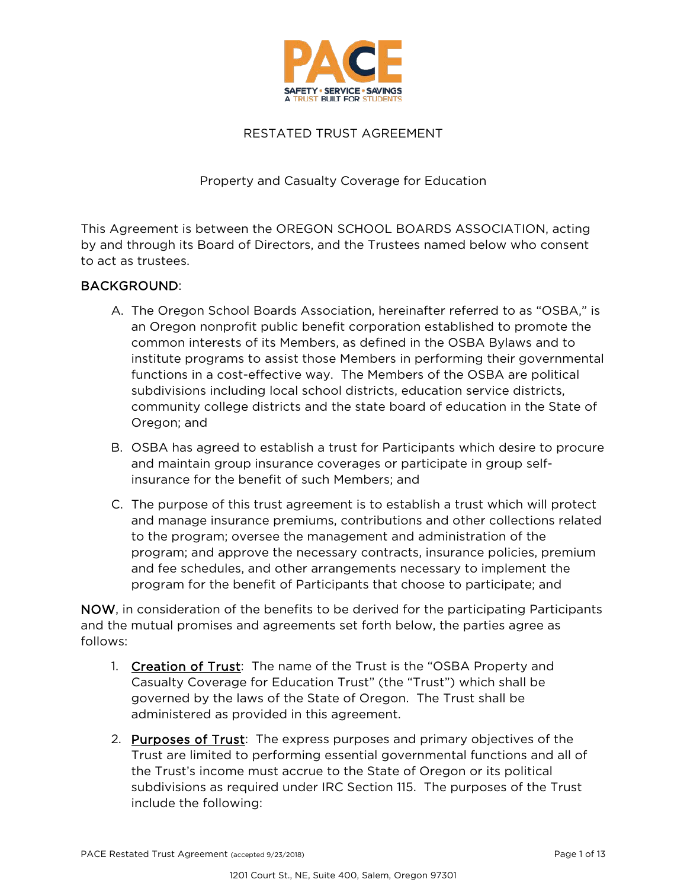PACE

SAFETY • SERVICE • SAVINGS
A TRUST BUILT FOR STUDENTS

# RESTATED TRUST AGREEMENT

## Property and Casualty Coverage for Education

This Agreement is between the OREGON SCHOOL BOARDS ASSOCIATION, acting by and through its Board of Directors, and the Trustees named below who consent to act as trustees.

**BACKGROUND**:

A. The Oregon School Boards Association, hereinafter referred to as "OSBA," is an Oregon nonprofit public benefit corporation established to promote the common interests of its Members, as defined in the OSBA Bylaws and to institute programs to assist those Members in performing their governmental functions in a cost-effective way. The Members of the OSBA are political subdivisions including local school districts, education service districts, community college districts and the state board of education in the State of Oregon; and

B. OSBA has agreed to establish a trust for Participants which desire to procure and maintain group insurance coverages or participate in group self-insurance for the benefit of such Members; and

C. The purpose of this trust agreement is to establish a trust which will protect and manage insurance premiums, contributions and other collections related to the program; oversee the management and administration of the program; and approve the necessary contracts, insurance policies, premium and fee schedules, and other arrangements necessary to implement the program for the benefit of Participants that choose to participate; and

**NOW**, in consideration of the benefits to be derived for the participating Participants and the mutual promises and agreements set forth below, the parties agree as follows:

1. Creation of Trust: The name of the Trust is the "OSBA Property and Casualty Coverage for Education Trust" (the "Trust") which shall be governed by the laws of the State of Oregon. The Trust shall be administered as provided in this agreement.

2. Purposes of Trust: The express purposes and primary objectives of the Trust are limited to performing essential governmental functions and all of the Trust's income must accrue to the State of Oregon or its political subdivisions as required under IRC Section 115. The purposes of the Trust include the following:

PACE Restated Trust Agreement (accepted 9/23/2018)

1201 Court St., NE, Suite 400, Salem, Oregon 97301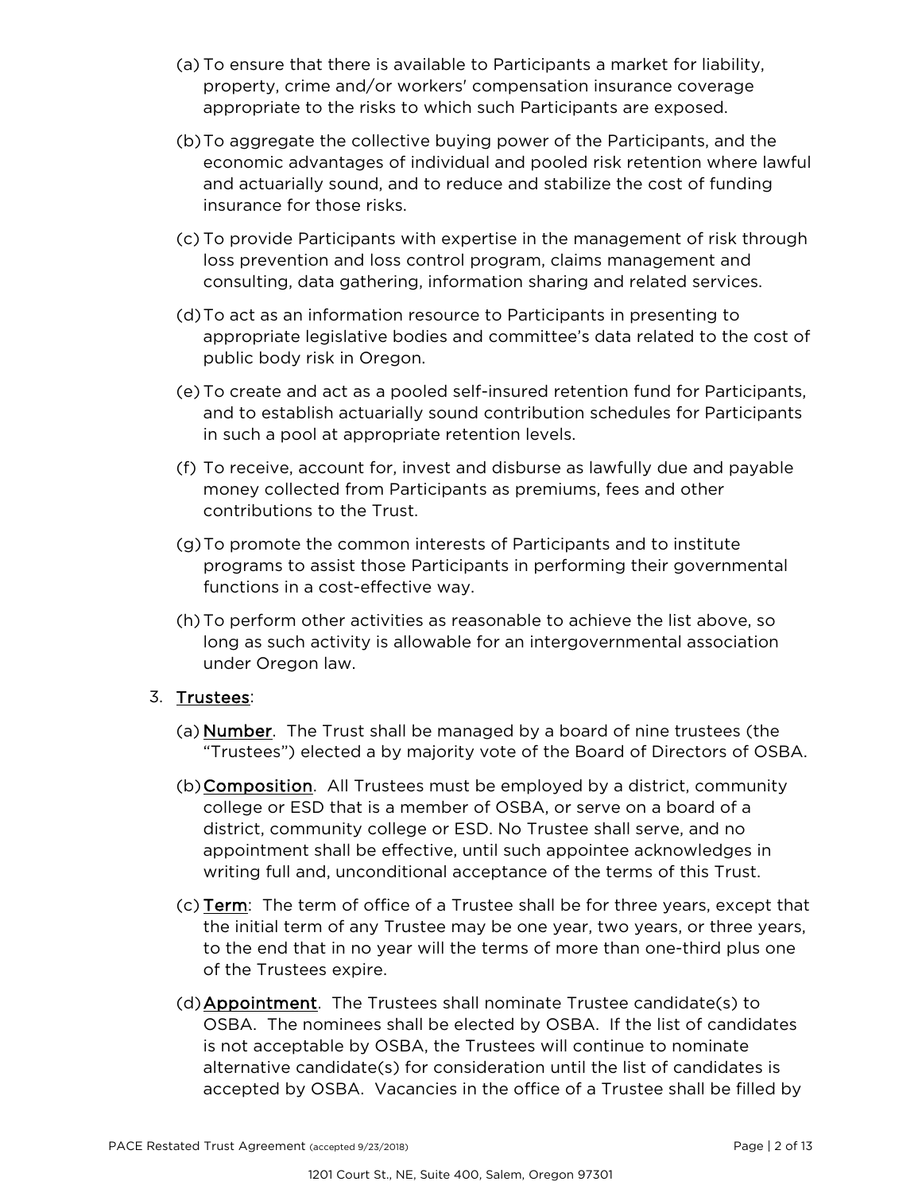(a) To ensure that there is available to Participants a market for liability, property, crime and/or workers' compensation insurance coverage appropriate to the risks to which such Participants are exposed.

(b) To aggregate the collective buying power of the Participants, and the economic advantages of individual and pooled risk retention where lawful and actuarially sound, and to reduce and stabilize the cost of funding insurance for those risks.

(c) To provide Participants with expertise in the management of risk through loss prevention and loss control program, claims management and consulting, data gathering, information sharing and related services.

(d) To act as an information resource to Participants in presenting to appropriate legislative bodies and committee's data related to the cost of public body risk in Oregon.

(e) To create and act as a pooled self-insured retention fund for Participants, and to establish actuarially sound contribution schedules for Participants in such a pool at appropriate retention levels.

(f) To receive, account for, invest and disburse as lawfully due and payable money collected from Participants as premiums, fees and other contributions to the Trust.

(g) To promote the common interests of Participants and to institute programs to assist those Participants in performing their governmental functions in a cost-effective way.

(h) To perform other activities as reasonable to achieve the list above, so long as such activity is allowable for an intergovernmental association under Oregon law.

3. Trustees:

(a) Number. The Trust shall be managed by a board of nine trustees (the "Trustees") elected a by majority vote of the Board of Directors of OSBA.

(b) Composition. All Trustees must be employed by a district, community college or ESD that is a member of OSBA, or serve on a board of a district, community college or ESD. No Trustee shall serve, and no appointment shall be effective, until such appointee acknowledges in writing full and, unconditional acceptance of the terms of this Trust.

(c) Term: The term of office of a Trustee shall be for three years, except that the initial term of any Trustee may be one year, two years, or three years, to the end that in no year will the terms of more than one-third plus one of the Trustees expire.

(d) Appointment. The Trustees shall nominate Trustee candidate(s) to OSBA. The nominees shall be elected by OSBA. If the list of candidates is not acceptable by OSBA, the Trustees will continue to nominate alternative candidate(s) for consideration until the list of candidates is accepted by OSBA. Vacancies in the office of a Trustee shall be filled by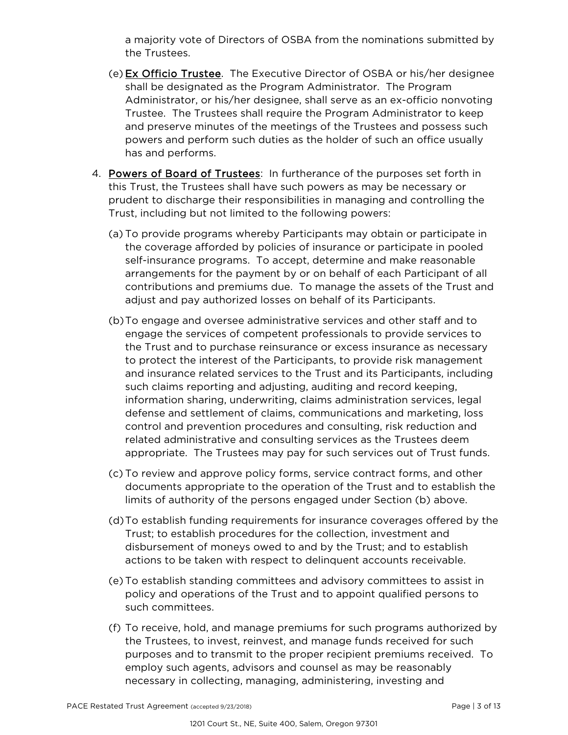a majority vote of Directors of OSBA from the nominations submitted by the Trustees.

(e) <u>Ex Officio Trustee</u>. The Executive Director of OSBA or his/her designee shall be designated as the Program Administrator. The Program Administrator, or his/her designee, shall serve as an ex-officio nonvoting Trustee. The Trustees shall require the Program Administrator to keep and preserve minutes of the meetings of the Trustees and possess such powers and perform such duties as the holder of such an office usually has and performs.

4. <u>Powers of Board of Trustees</u>: In furtherance of the purposes set forth in this Trust, the Trustees shall have such powers as may be necessary or prudent to discharge their responsibilities in managing and controlling the Trust, including but not limited to the following powers:

(a) To provide programs whereby Participants may obtain or participate in the coverage afforded by policies of insurance or participate in pooled self-insurance programs. To accept, determine and make reasonable arrangements for the payment by or on behalf of each Participant of all contributions and premiums due. To manage the assets of the Trust and adjust and pay authorized losses on behalf of its Participants.

(b) To engage and oversee administrative services and other staff and to engage the services of competent professionals to provide services to the Trust and to purchase reinsurance or excess insurance as necessary to protect the interest of the Participants, to provide risk management and insurance related services to the Trust and its Participants, including such claims reporting and adjusting, auditing and record keeping, information sharing, underwriting, claims administration services, legal defense and settlement of claims, communications and marketing, loss control and prevention procedures and consulting, risk reduction and related administrative and consulting services as the Trustees deem appropriate. The Trustees may pay for such services out of Trust funds.

(c) To review and approve policy forms, service contract forms, and other documents appropriate to the operation of the Trust and to establish the limits of authority of the persons engaged under Section (b) above.

(d) To establish funding requirements for insurance coverages offered by the Trust; to establish procedures for the collection, investment and disbursement of moneys owed to and by the Trust; and to establish actions to be taken with respect to delinquent accounts receivable.

(e) To establish standing committees and advisory committees to assist in policy and operations of the Trust and to appoint qualified persons to such committees.

(f) To receive, hold, and manage premiums for such programs authorized by the Trustees, to invest, reinvest, and manage funds received for such purposes and to transmit to the proper recipient premiums received. To employ such agents, advisors and counsel as may be reasonably necessary in collecting, managing, administering, investing and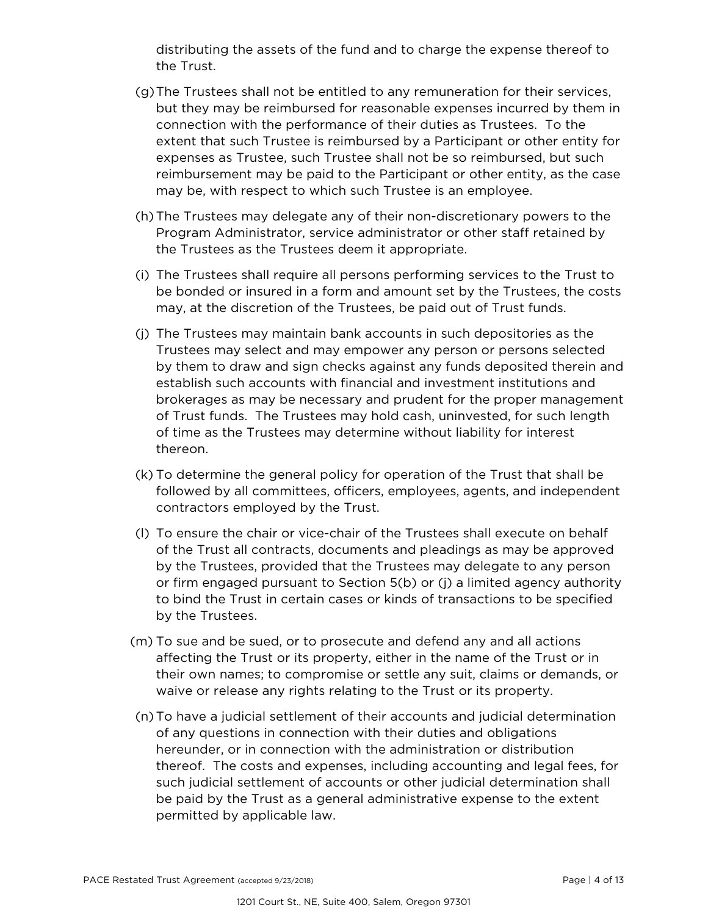distributing the assets of the fund and to charge the expense thereof to the Trust.

(g) The Trustees shall not be entitled to any remuneration for their services, but they may be reimbursed for reasonable expenses incurred by them in connection with the performance of their duties as Trustees. To the extent that such Trustee is reimbursed by a Participant or other entity for expenses as Trustee, such Trustee shall not be so reimbursed, but such reimbursement may be paid to the Participant or other entity, as the case may be, with respect to which such Trustee is an employee.

(h) The Trustees may delegate any of their non-discretionary powers to the Program Administrator, service administrator or other staff retained by the Trustees as the Trustees deem it appropriate.

(i) The Trustees shall require all persons performing services to the Trust to be bonded or insured in a form and amount set by the Trustees, the costs may, at the discretion of the Trustees, be paid out of Trust funds.

(j) The Trustees may maintain bank accounts in such depositories as the Trustees may select and may empower any person or persons selected by them to draw and sign checks against any funds deposited therein and establish such accounts with financial and investment institutions and brokerages as may be necessary and prudent for the proper management of Trust funds. The Trustees may hold cash, uninvested, for such length of time as the Trustees may determine without liability for interest thereon.

(k) To determine the general policy for operation of the Trust that shall be followed by all committees, officers, employees, agents, and independent contractors employed by the Trust.

(l) To ensure the chair or vice-chair of the Trustees shall execute on behalf of the Trust all contracts, documents and pleadings as may be approved by the Trustees, provided that the Trustees may delegate to any person or firm engaged pursuant to Section 5(b) or (j) a limited agency authority to bind the Trust in certain cases or kinds of transactions to be specified by the Trustees.

(m) To sue and be sued, or to prosecute and defend any and all actions affecting the Trust or its property, either in the name of the Trust or in their own names; to compromise or settle any suit, claims or demands, or waive or release any rights relating to the Trust or its property.

(n) To have a judicial settlement of their accounts and judicial determination of any questions in connection with their duties and obligations hereunder, or in connection with the administration or distribution thereof. The costs and expenses, including accounting and legal fees, for such judicial settlement of accounts or other judicial determination shall be paid by the Trust as a general administrative expense to the extent permitted by applicable law.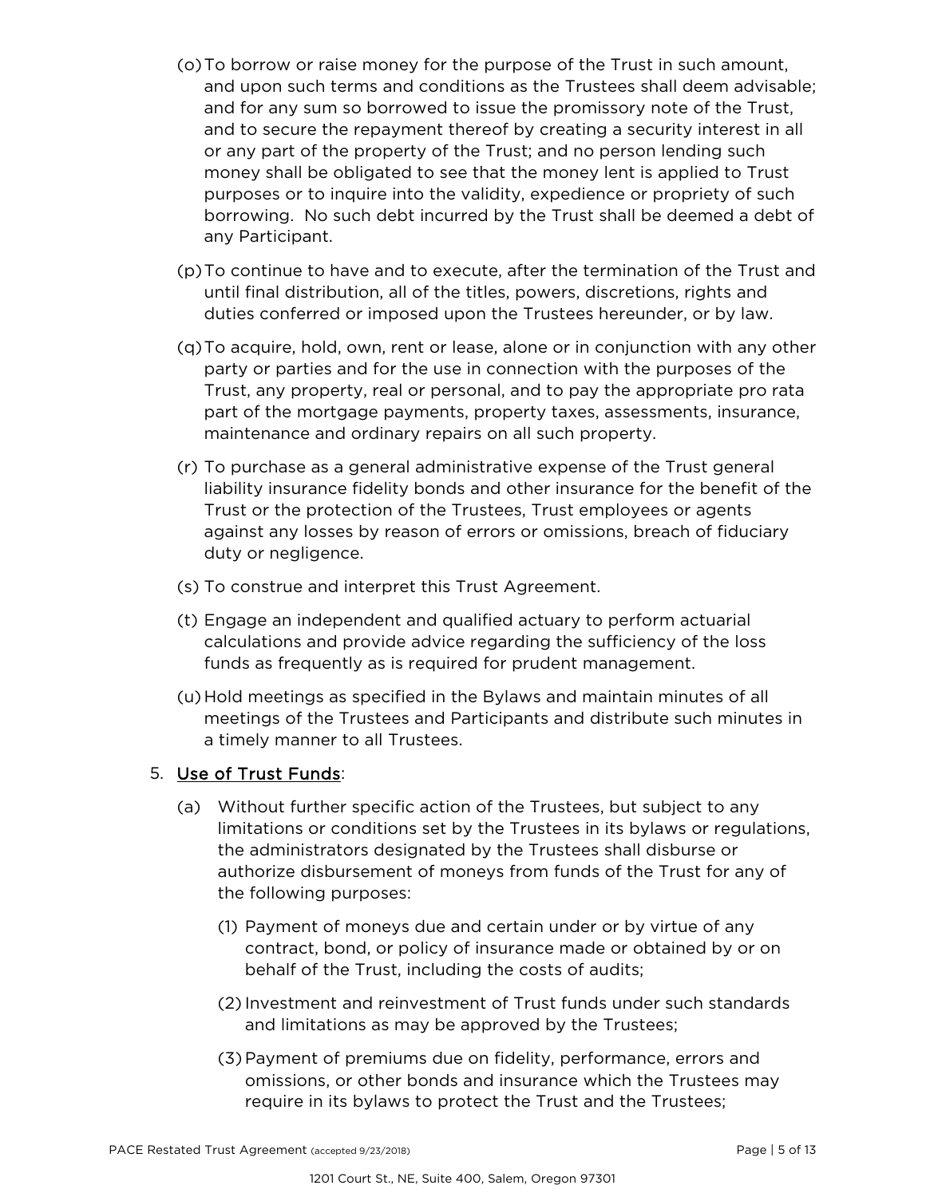(o) To borrow or raise money for the purpose of the Trust in such amount, and upon such terms and conditions as the Trustees shall deem advisable; and for any sum so borrowed to issue the promissory note of the Trust, and to secure the repayment thereof by creating a security interest in all or any part of the property of the Trust; and no person lending such money shall be obligated to see that the money lent is applied to Trust purposes or to inquire into the validity, expedience or propriety of such borrowing. No such debt incurred by the Trust shall be deemed a debt of any Participant.

(p) To continue to have and to execute, after the termination of the Trust and until final distribution, all of the titles, powers, discretions, rights and duties conferred or imposed upon the Trustees hereunder, or by law.

(q) To acquire, hold, own, rent or lease, alone or in conjunction with any other party or parties and for the use in connection with the purposes of the Trust, any property, real or personal, and to pay the appropriate pro rata part of the mortgage payments, property taxes, assessments, insurance, maintenance and ordinary repairs on all such property.

(r) To purchase as a general administrative expense of the Trust general liability insurance fidelity bonds and other insurance for the benefit of the Trust or the protection of the Trustees, Trust employees or agents against any losses by reason of errors or omissions, breach of fiduciary duty or negligence.

(s) To construe and interpret this Trust Agreement.

(t) Engage an independent and qualified actuary to perform actuarial calculations and provide advice regarding the sufficiency of the loss funds as frequently as is required for prudent management.

(u) Hold meetings as specified in the Bylaws and maintain minutes of all meetings of the Trustees and Participants and distribute such minutes in a timely manner to all Trustees.

5. <u>Use of Trust Funds</u>:

   (a) Without further specific action of the Trustees, but subject to any limitations or conditions set by the Trustees in its bylaws or regulations, the administrators designated by the Trustees shall disburse or authorize disbursement of moneys from funds of the Trust for any of the following purposes:

      (1) Payment of moneys due and certain under or by virtue of any contract, bond, or policy of insurance made or obtained by or on behalf of the Trust, including the costs of audits;

      (2) Investment and reinvestment of Trust funds under such standards and limitations as may be approved by the Trustees;

      (3) Payment of premiums due on fidelity, performance, errors and omissions, or other bonds and insurance which the Trustees may require in its bylaws to protect the Trust and the Trustees;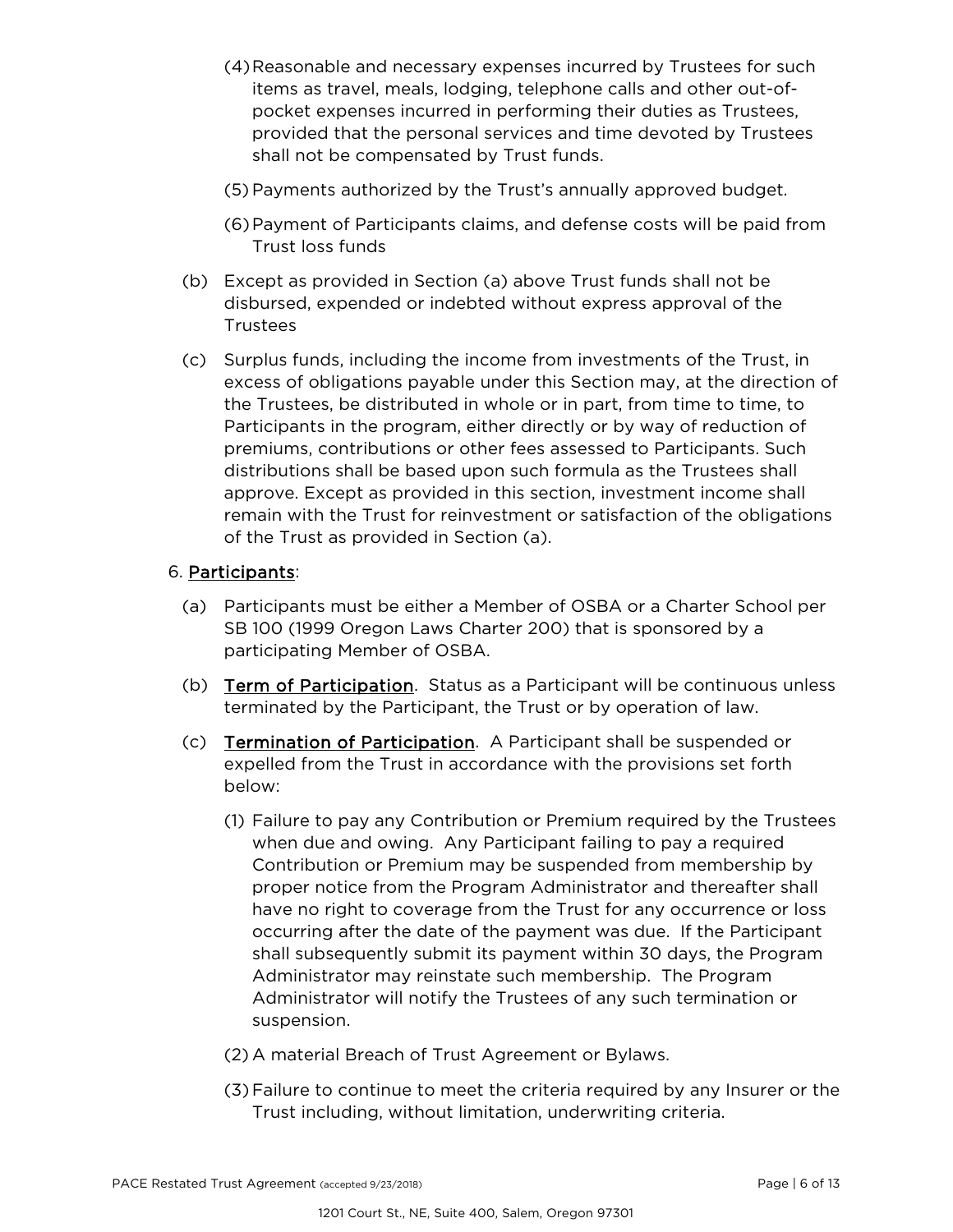(4) Reasonable and necessary expenses incurred by Trustees for such items as travel, meals, lodging, telephone calls and other out-of-pocket expenses incurred in performing their duties as Trustees, provided that the personal services and time devoted by Trustees shall not be compensated by Trust funds.

(5) Payments authorized by the Trust's annually approved budget.

(6) Payment of Participants claims, and defense costs will be paid from Trust loss funds

(b) Except as provided in Section (a) above Trust funds shall not be disbursed, expended or indebted without express approval of the Trustees

(c) Surplus funds, including the income from investments of the Trust, in excess of obligations payable under this Section may, at the direction of the Trustees, be distributed in whole or in part, from time to time, to Participants in the program, either directly or by way of reduction of premiums, contributions or other fees assessed to Participants. Such distributions shall be based upon such formula as the Trustees shall approve. Except as provided in this section, investment income shall remain with the Trust for reinvestment or satisfaction of the obligations of the Trust as provided in Section (a).

6. <u>Participants</u>:

(a) Participants must be either a Member of OSBA or a Charter School per SB 100 (1999 Oregon Laws Charter 200) that is sponsored by a participating Member of OSBA.

(b) <u>Term of Participation</u>. Status as a Participant will be continuous unless terminated by the Participant, the Trust or by operation of law.

(c) <u>Termination of Participation</u>. A Participant shall be suspended or expelled from the Trust in accordance with the provisions set forth below:

(1) Failure to pay any Contribution or Premium required by the Trustees when due and owing. Any Participant failing to pay a required Contribution or Premium may be suspended from membership by proper notice from the Program Administrator and thereafter shall have no right to coverage from the Trust for any occurrence or loss occurring after the date of the payment was due. If the Participant shall subsequently submit its payment within 30 days, the Program Administrator may reinstate such membership. The Program Administrator will notify the Trustees of any such termination or suspension.

(2) A material Breach of Trust Agreement or Bylaws.

(3) Failure to continue to meet the criteria required by any Insurer or the Trust including, without limitation, underwriting criteria.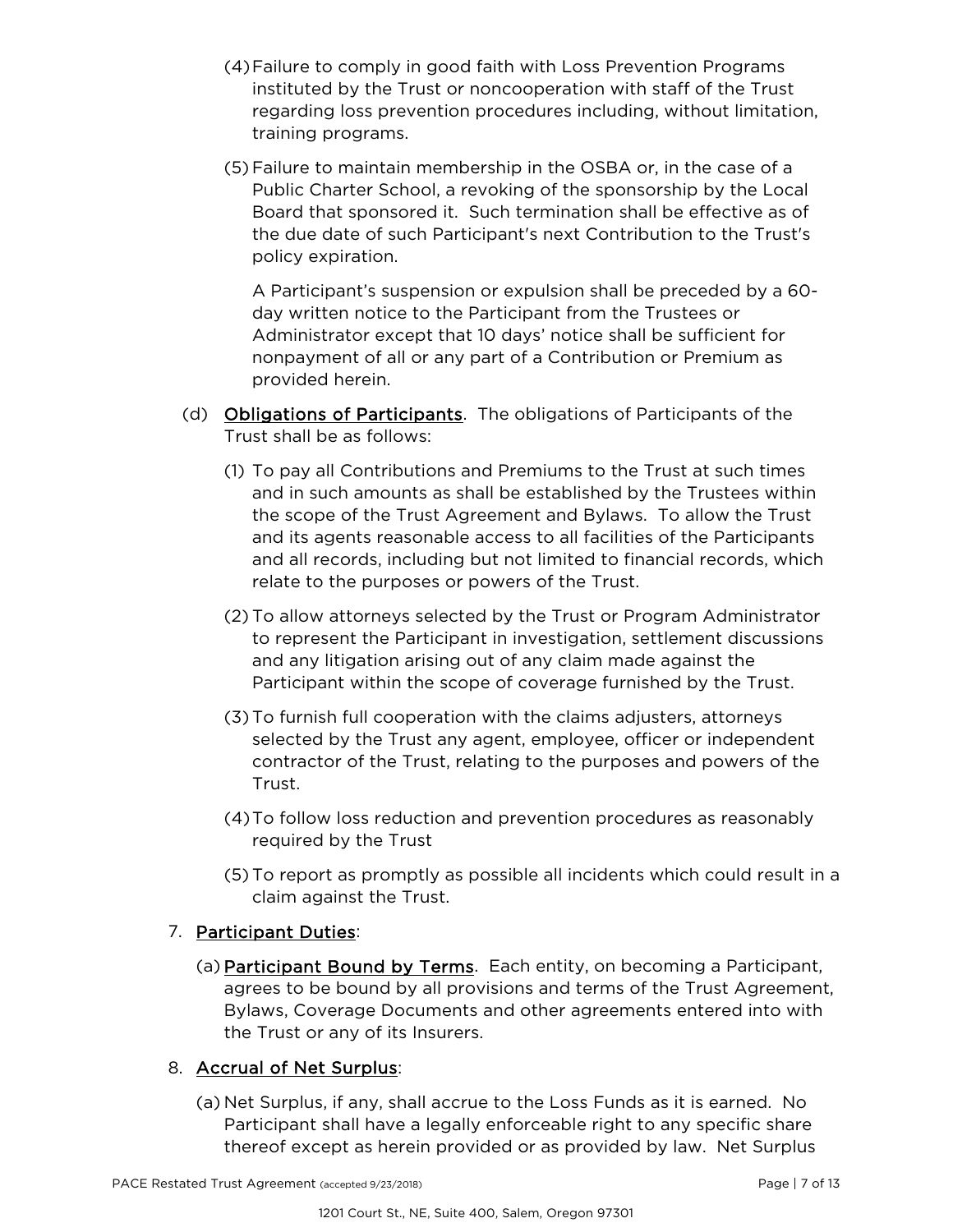(4) Failure to comply in good faith with Loss Prevention Programs instituted by the Trust or noncooperation with staff of the Trust regarding loss prevention procedures including, without limitation, training programs.

(5) Failure to maintain membership in the OSBA or, in the case of a Public Charter School, a revoking of the sponsorship by the Local Board that sponsored it. Such termination shall be effective as of the due date of such Participant's next Contribution to the Trust's policy expiration.

A Participant's suspension or expulsion shall be preceded by a 60-day written notice to the Participant from the Trustees or Administrator except that 10 days' notice shall be sufficient for nonpayment of all or any part of a Contribution or Premium as provided herein.

(d) Obligations of Participants. The obligations of Participants of the Trust shall be as follows:

(1) To pay all Contributions and Premiums to the Trust at such times and in such amounts as shall be established by the Trustees within the scope of the Trust Agreement and Bylaws. To allow the Trust and its agents reasonable access to all facilities of the Participants and all records, including but not limited to financial records, which relate to the purposes or powers of the Trust.

(2) To allow attorneys selected by the Trust or Program Administrator to represent the Participant in investigation, settlement discussions and any litigation arising out of any claim made against the Participant within the scope of coverage furnished by the Trust.

(3) To furnish full cooperation with the claims adjusters, attorneys selected by the Trust any agent, employee, officer or independent contractor of the Trust, relating to the purposes and powers of the Trust.

(4) To follow loss reduction and prevention procedures as reasonably required by the Trust

(5) To report as promptly as possible all incidents which could result in a claim against the Trust.

7. Participant Duties:

(a) Participant Bound by Terms. Each entity, on becoming a Participant, agrees to be bound by all provisions and terms of the Trust Agreement, Bylaws, Coverage Documents and other agreements entered into with the Trust or any of its Insurers.

8. Accrual of Net Surplus:

(a) Net Surplus, if any, shall accrue to the Loss Funds as it is earned. No Participant shall have a legally enforceable right to any specific share thereof except as herein provided or as provided by law. Net Surplus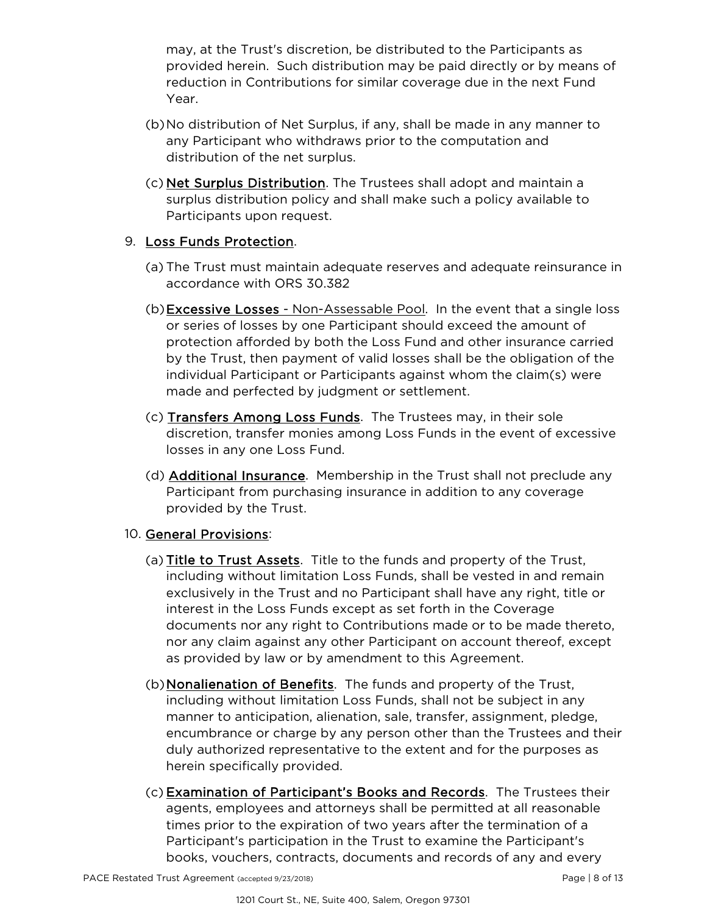may, at the Trust's discretion, be distributed to the Participants as provided herein. Such distribution may be paid directly or by means of reduction in Contributions for similar coverage due in the next Fund Year.

(b) No distribution of Net Surplus, if any, shall be made in any manner to any Participant who withdraws prior to the computation and distribution of the net surplus.

(c) Net Surplus Distribution. The Trustees shall adopt and maintain a surplus distribution policy and shall make such a policy available to Participants upon request.

9. Loss Funds Protection.

(a) The Trust must maintain adequate reserves and adequate reinsurance in accordance with ORS 30.382

(b) Excessive Losses - Non-Assessable Pool. In the event that a single loss or series of losses by one Participant should exceed the amount of protection afforded by both the Loss Fund and other insurance carried by the Trust, then payment of valid losses shall be the obligation of the individual Participant or Participants against whom the claim(s) were made and perfected by judgment or settlement.

(c) Transfers Among Loss Funds. The Trustees may, in their sole discretion, transfer monies among Loss Funds in the event of excessive losses in any one Loss Fund.

(d) Additional Insurance. Membership in the Trust shall not preclude any Participant from purchasing insurance in addition to any coverage provided by the Trust.

10. General Provisions:

(a) Title to Trust Assets. Title to the funds and property of the Trust, including without limitation Loss Funds, shall be vested in and remain exclusively in the Trust and no Participant shall have any right, title or interest in the Loss Funds except as set forth in the Coverage documents nor any right to Contributions made or to be made thereto, nor any claim against any other Participant on account thereof, except as provided by law or by amendment to this Agreement.

(b) Nonalienation of Benefits. The funds and property of the Trust, including without limitation Loss Funds, shall not be subject in any manner to anticipation, alienation, sale, transfer, assignment, pledge, encumbrance or charge by any person other than the Trustees and their duly authorized representative to the extent and for the purposes as herein specifically provided.

(c) Examination of Participant's Books and Records. The Trustees their agents, employees and attorneys shall be permitted at all reasonable times prior to the expiration of two years after the termination of a Participant's participation in the Trust to examine the Participant's books, vouchers, contracts, documents and records of any and every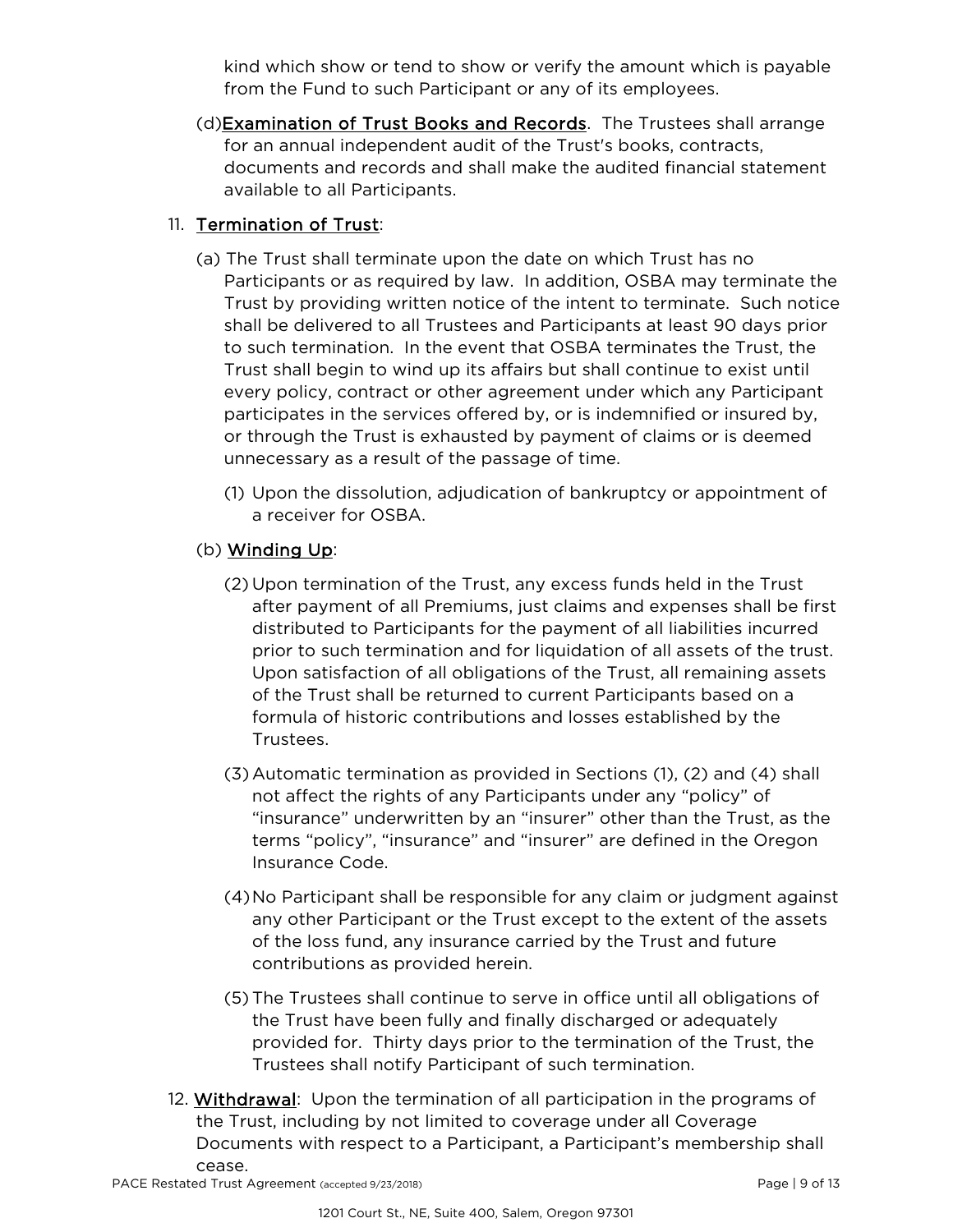kind which show or tend to show or verify the amount which is payable from the Fund to such Participant or any of its employees.

(d) Examination of Trust Books and Records. The Trustees shall arrange for an annual independent audit of the Trust's books, contracts, documents and records and shall make the audited financial statement available to all Participants.

11. Termination of Trust:

(a) The Trust shall terminate upon the date on which Trust has no Participants or as required by law. In addition, OSBA may terminate the Trust by providing written notice of the intent to terminate. Such notice shall be delivered to all Trustees and Participants at least 90 days prior to such termination. In the event that OSBA terminates the Trust, the Trust shall begin to wind up its affairs but shall continue to exist until every policy, contract or other agreement under which any Participant participates in the services offered by, or is indemnified or insured by, or through the Trust is exhausted by payment of claims or is deemed unnecessary as a result of the passage of time.

(1) Upon the dissolution, adjudication of bankruptcy or appointment of a receiver for OSBA.

(b) Winding Up:

(2) Upon termination of the Trust, any excess funds held in the Trust after payment of all Premiums, just claims and expenses shall be first distributed to Participants for the payment of all liabilities incurred prior to such termination and for liquidation of all assets of the trust. Upon satisfaction of all obligations of the Trust, all remaining assets of the Trust shall be returned to current Participants based on a formula of historic contributions and losses established by the Trustees.

(3) Automatic termination as provided in Sections (1), (2) and (4) shall not affect the rights of any Participants under any "policy" of "insurance" underwritten by an "insurer" other than the Trust, as the terms "policy", "insurance" and "insurer" are defined in the Oregon Insurance Code.

(4) No Participant shall be responsible for any claim or judgment against any other Participant or the Trust except to the extent of the assets of the loss fund, any insurance carried by the Trust and future contributions as provided herein.

(5) The Trustees shall continue to serve in office until all obligations of the Trust have been fully and finally discharged or adequately provided for. Thirty days prior to the termination of the Trust, the Trustees shall notify Participant of such termination.

12. Withdrawal: Upon the termination of all participation in the programs of the Trust, including by not limited to coverage under all Coverage Documents with respect to a Participant, a Participant's membership shall cease.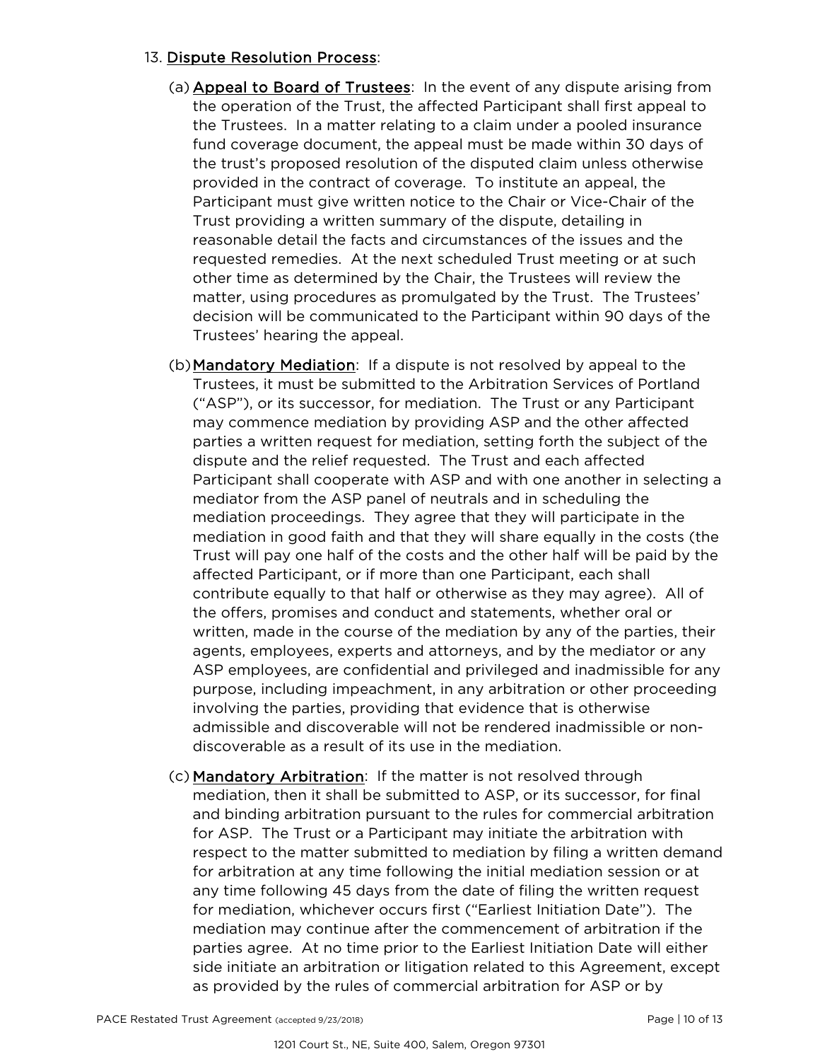13. Dispute Resolution Process:

(a) Appeal to Board of Trustees: In the event of any dispute arising from the operation of the Trust, the affected Participant shall first appeal to the Trustees. In a matter relating to a claim under a pooled insurance fund coverage document, the appeal must be made within 30 days of the trust's proposed resolution of the disputed claim unless otherwise provided in the contract of coverage. To institute an appeal, the Participant must give written notice to the Chair or Vice-Chair of the Trust providing a written summary of the dispute, detailing in reasonable detail the facts and circumstances of the issues and the requested remedies. At the next scheduled Trust meeting or at such other time as determined by the Chair, the Trustees will review the matter, using procedures as promulgated by the Trust. The Trustees' decision will be communicated to the Participant within 90 days of the Trustees' hearing the appeal.

(b) Mandatory Mediation: If a dispute is not resolved by appeal to the Trustees, it must be submitted to the Arbitration Services of Portland ("ASP"), or its successor, for mediation. The Trust or any Participant may commence mediation by providing ASP and the other affected parties a written request for mediation, setting forth the subject of the dispute and the relief requested. The Trust and each affected Participant shall cooperate with ASP and with one another in selecting a mediator from the ASP panel of neutrals and in scheduling the mediation proceedings. They agree that they will participate in the mediation in good faith and that they will share equally in the costs (the Trust will pay one half of the costs and the other half will be paid by the affected Participant, or if more than one Participant, each shall contribute equally to that half or otherwise as they may agree). All of the offers, promises and conduct and statements, whether oral or written, made in the course of the mediation by any of the parties, their agents, employees, experts and attorneys, and by the mediator or any ASP employees, are confidential and privileged and inadmissible for any purpose, including impeachment, in any arbitration or other proceeding involving the parties, providing that evidence that is otherwise admissible and discoverable will not be rendered inadmissible or non-discoverable as a result of its use in the mediation.

(c) Mandatory Arbitration: If the matter is not resolved through mediation, then it shall be submitted to ASP, or its successor, for final and binding arbitration pursuant to the rules for commercial arbitration for ASP. The Trust or a Participant may initiate the arbitration with respect to the matter submitted to mediation by filing a written demand for arbitration at any time following the initial mediation session or at any time following 45 days from the date of filing the written request for mediation, whichever occurs first ("Earliest Initiation Date"). The mediation may continue after the commencement of arbitration if the parties agree. At no time prior to the Earliest Initiation Date will either side initiate an arbitration or litigation related to this Agreement, except as provided by the rules of commercial arbitration for ASP or by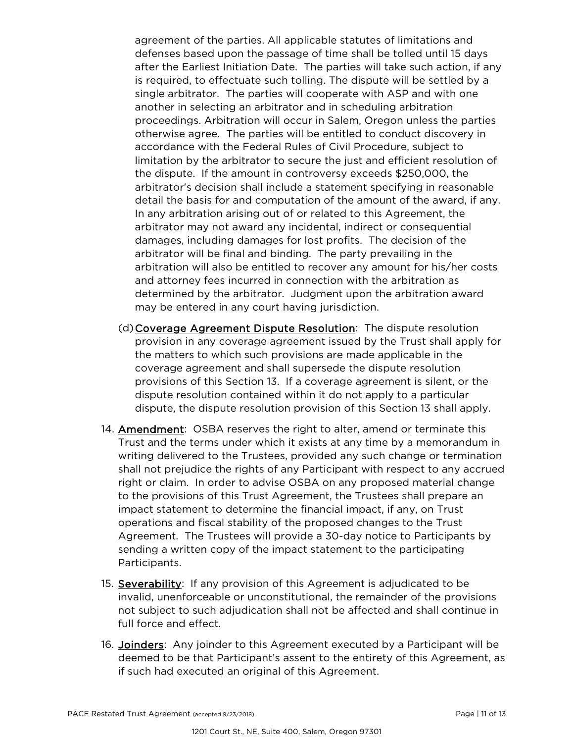agreement of the parties. All applicable statutes of limitations and defenses based upon the passage of time shall be tolled until 15 days after the Earliest Initiation Date. The parties will take such action, if any is required, to effectuate such tolling. The dispute will be settled by a single arbitrator. The parties will cooperate with ASP and with one another in selecting an arbitrator and in scheduling arbitration proceedings. Arbitration will occur in Salem, Oregon unless the parties otherwise agree. The parties will be entitled to conduct discovery in accordance with the Federal Rules of Civil Procedure, subject to limitation by the arbitrator to secure the just and efficient resolution of the dispute. If the amount in controversy exceeds $250,000, the arbitrator's decision shall include a statement specifying in reasonable detail the basis for and computation of the amount of the award, if any. In any arbitration arising out of or related to this Agreement, the arbitrator may not award any incidental, indirect or consequential damages, including damages for lost profits. The decision of the arbitrator will be final and binding. The party prevailing in the arbitration will also be entitled to recover any amount for his/her costs and attorney fees incurred in connection with the arbitration as determined by the arbitrator. Judgment upon the arbitration award may be entered in any court having jurisdiction.

(d) Coverage Agreement Dispute Resolution: The dispute resolution provision in any coverage agreement issued by the Trust shall apply for the matters to which such provisions are made applicable in the coverage agreement and shall supersede the dispute resolution provisions of this Section 13. If a coverage agreement is silent, or the dispute resolution contained within it do not apply to a particular dispute, the dispute resolution provision of this Section 13 shall apply.

14. Amendment: OSBA reserves the right to alter, amend or terminate this Trust and the terms under which it exists at any time by a memorandum in writing delivered to the Trustees, provided any such change or termination shall not prejudice the rights of any Participant with respect to any accrued right or claim. In order to advise OSBA on any proposed material change to the provisions of this Trust Agreement, the Trustees shall prepare an impact statement to determine the financial impact, if any, on Trust operations and fiscal stability of the proposed changes to the Trust Agreement. The Trustees will provide a 30-day notice to Participants by sending a written copy of the impact statement to the participating Participants.

15. Severability: If any provision of this Agreement is adjudicated to be invalid, unenforceable or unconstitutional, the remainder of the provisions not subject to such adjudication shall not be affected and shall continue in full force and effect.

16. Joinders: Any joinder to this Agreement executed by a Participant will be deemed to be that Participant's assent to the entirety of this Agreement, as if such had executed an original of this Agreement.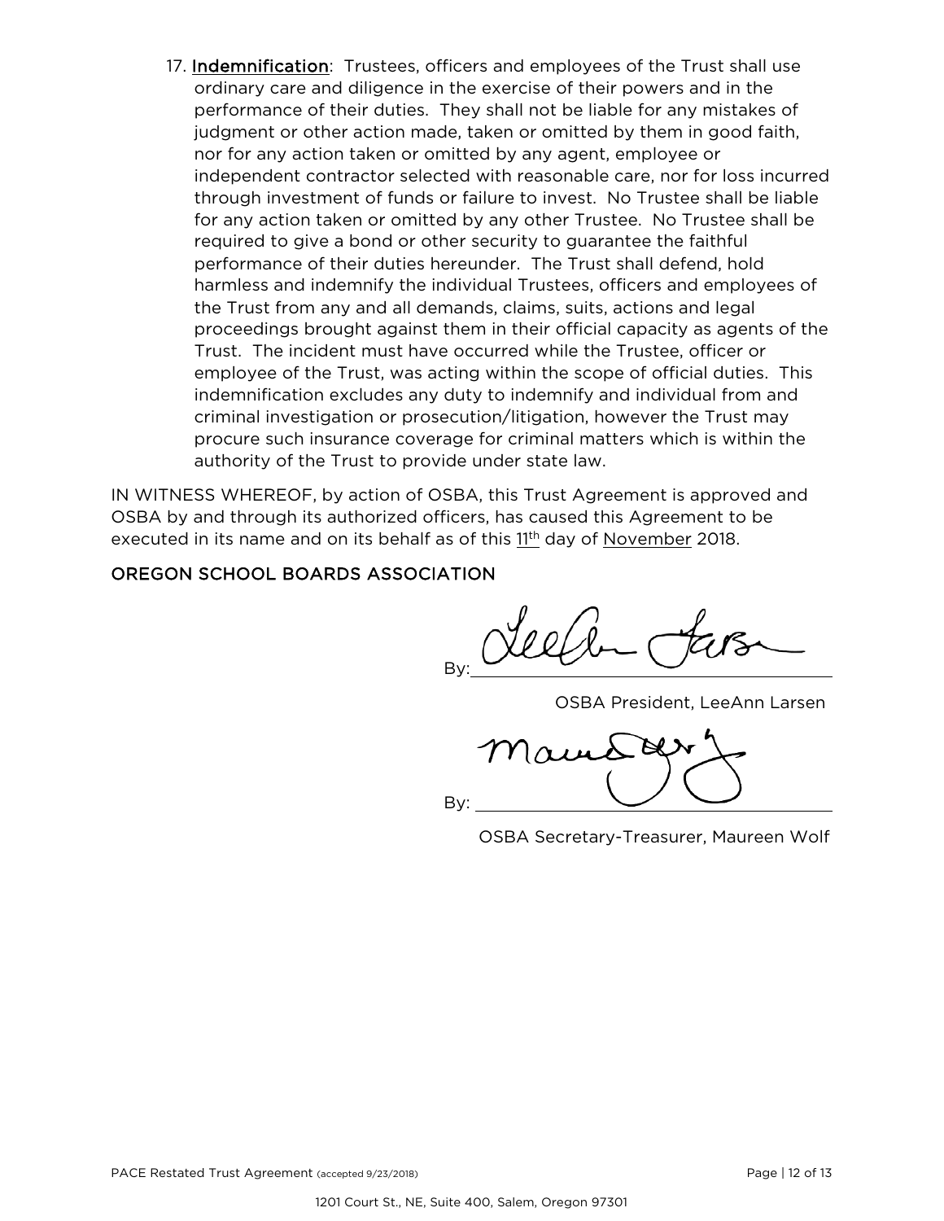17. **Indemnification**: Trustees, officers and employees of the Trust shall use ordinary care and diligence in the exercise of their powers and in the performance of their duties. They shall not be liable for any mistakes of judgment or other action made, taken or omitted by them in good faith, nor for any action taken or omitted by any agent, employee or independent contractor selected with reasonable care, nor for loss incurred through investment of funds or failure to invest. No Trustee shall be liable for any action taken or omitted by any other Trustee. No Trustee shall be required to give a bond or other security to guarantee the faithful performance of their duties hereunder. The Trust shall defend, hold harmless and indemnify the individual Trustees, officers and employees of the Trust from any and all demands, claims, suits, actions and legal proceedings brought against them in their official capacity as agents of the Trust. The incident must have occurred while the Trustee, officer or employee of the Trust, was acting within the scope of official duties. This indemnification excludes any duty to indemnify and individual from and criminal investigation or prosecution/litigation, however the Trust may procure such insurance coverage for criminal matters which is within the authority of the Trust to provide under state law.

IN WITNESS WHEREOF, by action of OSBA, this Trust Agreement is approved and OSBA by and through its authorized officers, has caused this Agreement to be executed in its name and on its behalf as of this 11th day of November 2018.

**OREGON SCHOOL BOARDS ASSOCIATION**

By: ______________________________

OSBA President, LeeAnn Larsen

By: ______________________________

OSBA Secretary-Treasurer, Maureen Wolf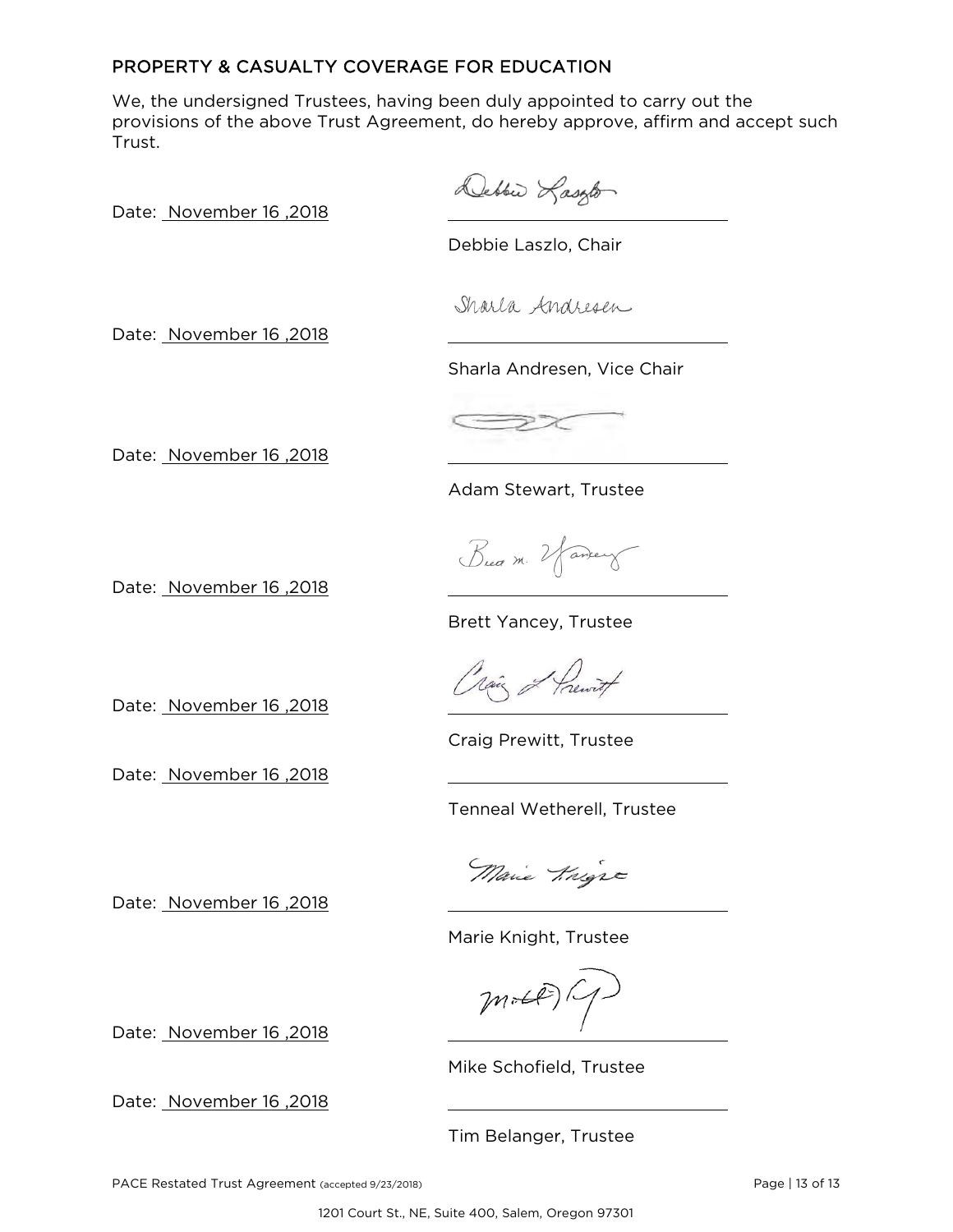## PROPERTY & CASUALTY COVERAGE FOR EDUCATION

We, the undersigned Trustees, having been duly appointed to carry out the provisions of the above Trust Agreement, do hereby approve, affirm and accept such Trust.

Date: November 16 ,2018

Debbie Laszlo, Chair

Date: November 16 ,2018

Sharla Andresen, Vice Chair

Date: November 16 ,2018

Adam Stewart, Trustee

Date: November 16 ,2018

Brett Yancey, Trustee

Date: November 16 ,2018

Craig Prewitt, Trustee

Date: November 16 ,2018

Tenneal Wetherell, Trustee

Date: November 16 ,2018

Marie Knight, Trustee

Date: November 16 ,2018

Mike Schofield, Trustee

Date: November 16 ,2018

Tim Belanger, Trustee

PACE Restated Trust Agreement (accepted 9/23/2018)

1201 Court St., NE, Suite 400, Salem, Oregon 97301